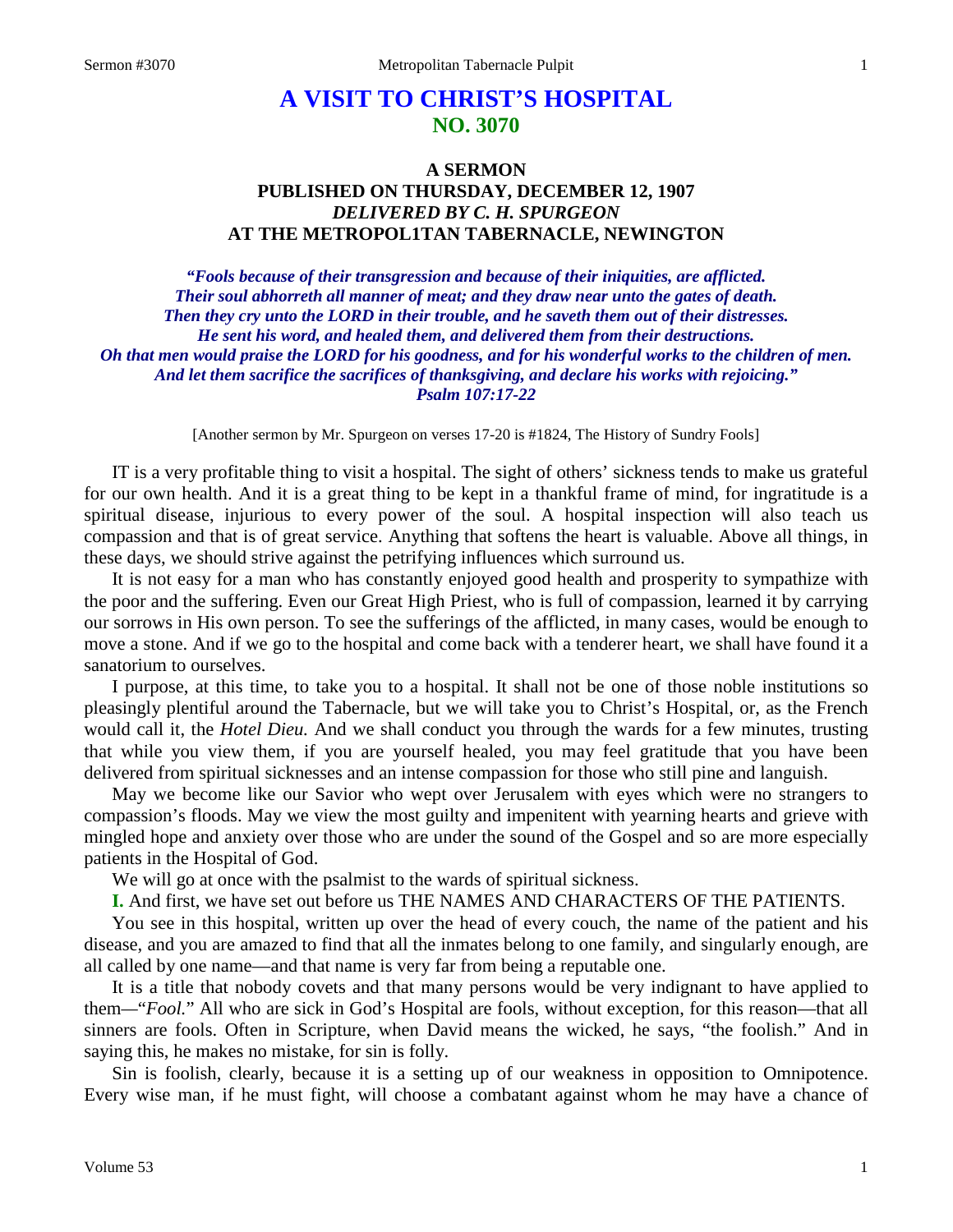# A VISIT TO CHRIST'S HOSPITAL
## NO. 3070

### A SERMON
### PUBLISHED ON THURSDAY, DECEMBER 12, 1907
### *DELIVERED BY C. H. SPURGEON*
### AT THE METROPOL1TAN TABERNACLE, NEWINGTON

***"Fools because of their transgression and because of their iniquities, are afflicted.***
***Their soul abhorreth all manner of meat; and they draw near unto the gates of death.***
***Then they cry unto the LORD in their trouble, and he saveth them out of their distresses.***
***He sent his word, and healed them, and delivered them from their destructions.***
***Oh that men would praise the LORD for his goodness, and for his wonderful works to the children of men.***
***And let them sacrifice the sacrifices of thanksgiving, and declare his works with rejoicing."***
***Psalm 107:17-22***

[Another sermon by Mr. Spurgeon on verses 17-20 is #1824, The History of Sundry Fools]

IT is a very profitable thing to visit a hospital. The sight of others' sickness tends to make us grateful for our own health. And it is a great thing to be kept in a thankful frame of mind, for ingratitude is a spiritual disease, injurious to every power of the soul. A hospital inspection will also teach us compassion and that is of great service. Anything that softens the heart is valuable. Above all things, in these days, we should strive against the petrifying influences which surround us.

It is not easy for a man who has constantly enjoyed good health and prosperity to sympathize with the poor and the suffering. Even our Great High Priest, who is full of compassion, learned it by carrying our sorrows in His own person. To see the sufferings of the afflicted, in many cases, would be enough to move a stone. And if we go to the hospital and come back with a tenderer heart, we shall have found it a sanatorium to ourselves.

I purpose, at this time, to take you to a hospital. It shall not be one of those noble institutions so pleasingly plentiful around the Tabernacle, but we will take you to Christ's Hospital, or, as the French would call it, the *Hotel Dieu.* And we shall conduct you through the wards for a few minutes, trusting that while you view them, if you are yourself healed, you may feel gratitude that you have been delivered from spiritual sicknesses and an intense compassion for those who still pine and languish.

May we become like our Savior who wept over Jerusalem with eyes which were no strangers to compassion's floods. May we view the most guilty and impenitent with yearning hearts and grieve with mingled hope and anxiety over those who are under the sound of the Gospel and so are more especially patients in the Hospital of God.

We will go at once with the psalmist to the wards of spiritual sickness.

**I.** And first, we have set out before us THE NAMES AND CHARACTERS OF THE PATIENTS.

You see in this hospital, written up over the head of every couch, the name of the patient and his disease, and you are amazed to find that all the inmates belong to one family, and singularly enough, are all called by one name—and that name is very far from being a reputable one.

It is a title that nobody covets and that many persons would be very indignant to have applied to them—"*Fool.*" All who are sick in God's Hospital are fools, without exception, for this reason—that all sinners are fools. Often in Scripture, when David means the wicked, he says, "the foolish." And in saying this, he makes no mistake, for sin is folly.

Sin is foolish, clearly, because it is a setting up of our weakness in opposition to Omnipotence. Every wise man, if he must fight, will choose a combatant against whom he may have a chance of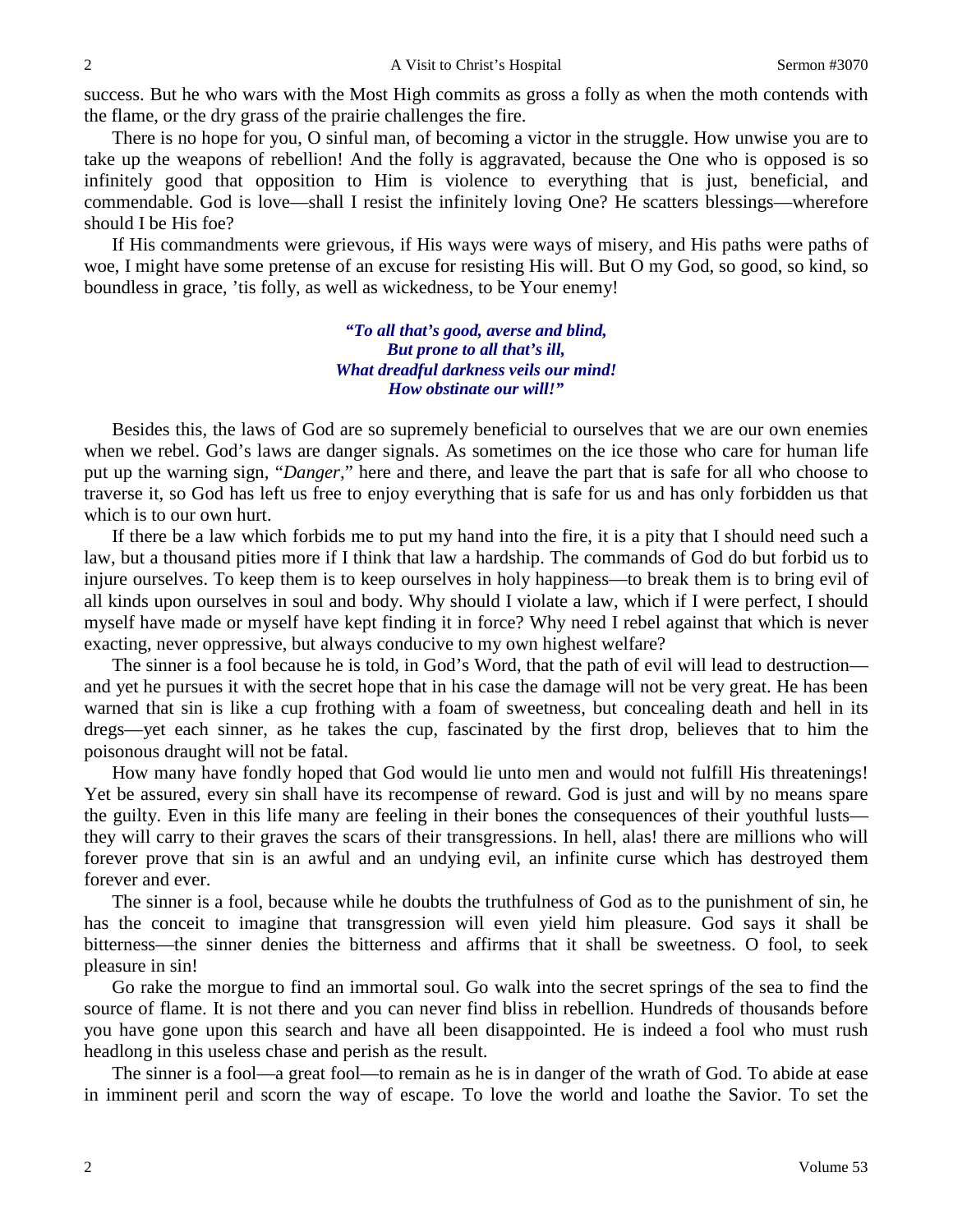success. But he who wars with the Most High commits as gross a folly as when the moth contends with the flame, or the dry grass of the prairie challenges the fire.

There is no hope for you, O sinful man, of becoming a victor in the struggle. How unwise you are to take up the weapons of rebellion! And the folly is aggravated, because the One who is opposed is so infinitely good that opposition to Him is violence to everything that is just, beneficial, and commendable. God is love—shall I resist the infinitely loving One? He scatters blessings—wherefore should I be His foe?

If His commandments were grievous, if His ways were ways of misery, and His paths were paths of woe, I might have some pretense of an excuse for resisting His will. But O my God, so good, so kind, so boundless in grace, 'tis folly, as well as wickedness, to be Your enemy!

> ***"To all that's good, averse and blind,***
> ***But prone to all that's ill,***
> ***What dreadful darkness veils our mind!***
> ***How obstinate our will!"***

Besides this, the laws of God are so supremely beneficial to ourselves that we are our own enemies when we rebel. God's laws are danger signals. As sometimes on the ice those who care for human life put up the warning sign, "*Danger*," here and there, and leave the part that is safe for all who choose to traverse it, so God has left us free to enjoy everything that is safe for us and has only forbidden us that which is to our own hurt.

If there be a law which forbids me to put my hand into the fire, it is a pity that I should need such a law, but a thousand pities more if I think that law a hardship. The commands of God do but forbid us to injure ourselves. To keep them is to keep ourselves in holy happiness—to break them is to bring evil of all kinds upon ourselves in soul and body. Why should I violate a law, which if I were perfect, I should myself have made or myself have kept finding it in force? Why need I rebel against that which is never exacting, never oppressive, but always conducive to my own highest welfare?

The sinner is a fool because he is told, in God's Word, that the path of evil will lead to destruction—and yet he pursues it with the secret hope that in his case the damage will not be very great. He has been warned that sin is like a cup frothing with a foam of sweetness, but concealing death and hell in its dregs—yet each sinner, as he takes the cup, fascinated by the first drop, believes that to him the poisonous draught will not be fatal.

How many have fondly hoped that God would lie unto men and would not fulfill His threatenings! Yet be assured, every sin shall have its recompense of reward. God is just and will by no means spare the guilty. Even in this life many are feeling in their bones the consequences of their youthful lusts—they will carry to their graves the scars of their transgressions. In hell, alas! there are millions who will forever prove that sin is an awful and an undying evil, an infinite curse which has destroyed them forever and ever.

The sinner is a fool, because while he doubts the truthfulness of God as to the punishment of sin, he has the conceit to imagine that transgression will even yield him pleasure. God says it shall be bitterness—the sinner denies the bitterness and affirms that it shall be sweetness. O fool, to seek pleasure in sin!

Go rake the morgue to find an immortal soul. Go walk into the secret springs of the sea to find the source of flame. It is not there and you can never find bliss in rebellion. Hundreds of thousands before you have gone upon this search and have all been disappointed. He is indeed a fool who must rush headlong in this useless chase and perish as the result.

The sinner is a fool—a great fool—to remain as he is in danger of the wrath of God. To abide at ease in imminent peril and scorn the way of escape. To love the world and loathe the Savior. To set the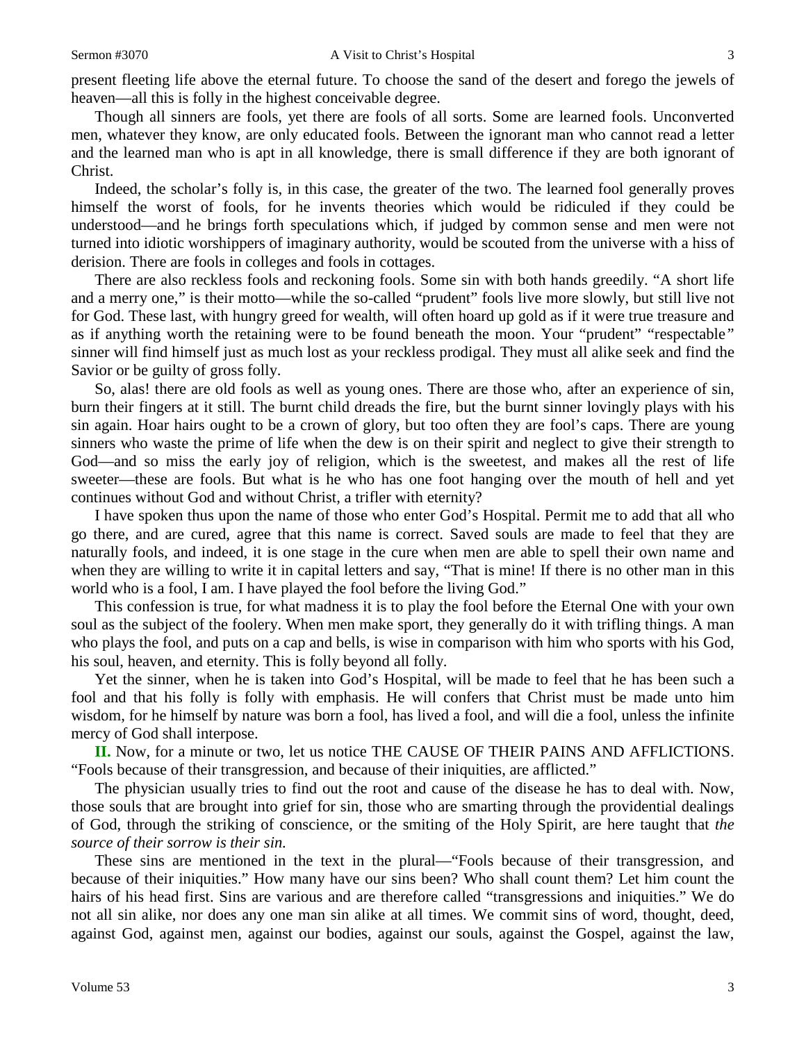present fleeting life above the eternal future. To choose the sand of the desert and forego the jewels of heaven—all this is folly in the highest conceivable degree.

Though all sinners are fools, yet there are fools of all sorts. Some are learned fools. Unconverted men, whatever they know, are only educated fools. Between the ignorant man who cannot read a letter and the learned man who is apt in all knowledge, there is small difference if they are both ignorant of Christ.

Indeed, the scholar's folly is, in this case, the greater of the two. The learned fool generally proves himself the worst of fools, for he invents theories which would be ridiculed if they could be understood—and he brings forth speculations which, if judged by common sense and men were not turned into idiotic worshippers of imaginary authority, would be scouted from the universe with a hiss of derision. There are fools in colleges and fools in cottages.

There are also reckless fools and reckoning fools. Some sin with both hands greedily. "A short life and a merry one," is their motto—while the so-called "prudent" fools live more slowly, but still live not for God. These last, with hungry greed for wealth, will often hoard up gold as if it were true treasure and as if anything worth the retaining were to be found beneath the moon. Your "prudent" "respectable" sinner will find himself just as much lost as your reckless prodigal. They must all alike seek and find the Savior or be guilty of gross folly.

So, alas! there are old fools as well as young ones. There are those who, after an experience of sin, burn their fingers at it still. The burnt child dreads the fire, but the burnt sinner lovingly plays with his sin again. Hoar hairs ought to be a crown of glory, but too often they are fool's caps. There are young sinners who waste the prime of life when the dew is on their spirit and neglect to give their strength to God—and so miss the early joy of religion, which is the sweetest, and makes all the rest of life sweeter—these are fools. But what is he who has one foot hanging over the mouth of hell and yet continues without God and without Christ, a trifler with eternity?

I have spoken thus upon the name of those who enter God's Hospital. Permit me to add that all who go there, and are cured, agree that this name is correct. Saved souls are made to feel that they are naturally fools, and indeed, it is one stage in the cure when men are able to spell their own name and when they are willing to write it in capital letters and say, "That is mine! If there is no other man in this world who is a fool, I am. I have played the fool before the living God."

This confession is true, for what madness it is to play the fool before the Eternal One with your own soul as the subject of the foolery. When men make sport, they generally do it with trifling things. A man who plays the fool, and puts on a cap and bells, is wise in comparison with him who sports with his God, his soul, heaven, and eternity. This is folly beyond all folly.

Yet the sinner, when he is taken into God's Hospital, will be made to feel that he has been such a fool and that his folly is folly with emphasis. He will confers that Christ must be made unto him wisdom, for he himself by nature was born a fool, has lived a fool, and will die a fool, unless the infinite mercy of God shall interpose.

**II.** Now, for a minute or two, let us notice THE CAUSE OF THEIR PAINS AND AFFLICTIONS. "Fools because of their transgression, and because of their iniquities, are afflicted."

The physician usually tries to find out the root and cause of the disease he has to deal with. Now, those souls that are brought into grief for sin, those who are smarting through the providential dealings of God, through the striking of conscience, or the smiting of the Holy Spirit, are here taught that *the source of their sorrow is their sin.*

These sins are mentioned in the text in the plural—"Fools because of their transgression, and because of their iniquities." How many have our sins been? Who shall count them? Let him count the hairs of his head first. Sins are various and are therefore called "transgressions and iniquities." We do not all sin alike, nor does any one man sin alike at all times. We commit sins of word, thought, deed, against God, against men, against our bodies, against our souls, against the Gospel, against the law,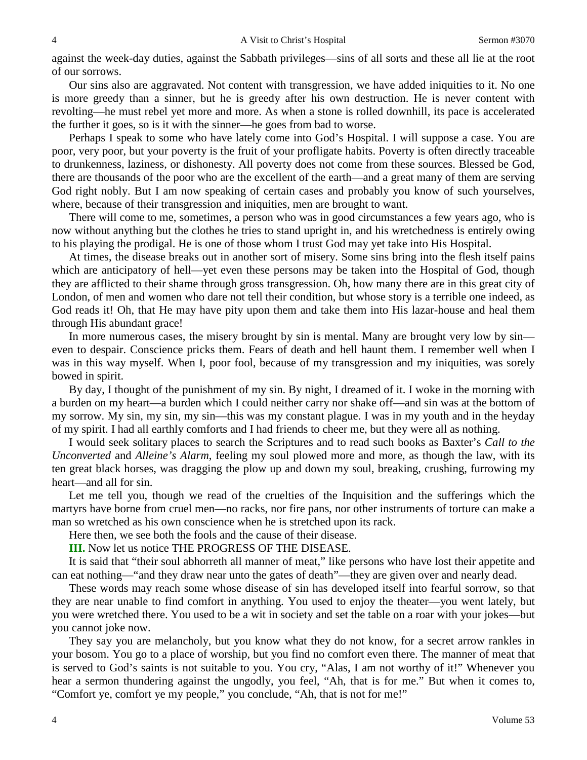against the week-day duties, against the Sabbath privileges—sins of all sorts and these all lie at the root of our sorrows.

Our sins also are aggravated. Not content with transgression, we have added iniquities to it. No one is more greedy than a sinner, but he is greedy after his own destruction. He is never content with revolting—he must rebel yet more and more. As when a stone is rolled downhill, its pace is accelerated the further it goes, so is it with the sinner—he goes from bad to worse.

Perhaps I speak to some who have lately come into God's Hospital. I will suppose a case. You are poor, very poor, but your poverty is the fruit of your profligate habits. Poverty is often directly traceable to drunkenness, laziness, or dishonesty. All poverty does not come from these sources. Blessed be God, there are thousands of the poor who are the excellent of the earth—and a great many of them are serving God right nobly. But I am now speaking of certain cases and probably you know of such yourselves, where, because of their transgression and iniquities, men are brought to want.

There will come to me, sometimes, a person who was in good circumstances a few years ago, who is now without anything but the clothes he tries to stand upright in, and his wretchedness is entirely owing to his playing the prodigal. He is one of those whom I trust God may yet take into His Hospital.

At times, the disease breaks out in another sort of misery. Some sins bring into the flesh itself pains which are anticipatory of hell—yet even these persons may be taken into the Hospital of God, though they are afflicted to their shame through gross transgression. Oh, how many there are in this great city of London, of men and women who dare not tell their condition, but whose story is a terrible one indeed, as God reads it! Oh, that He may have pity upon them and take them into His lazar-house and heal them through His abundant grace!

In more numerous cases, the misery brought by sin is mental. Many are brought very low by sin—even to despair. Conscience pricks them. Fears of death and hell haunt them. I remember well when I was in this way myself. When I, poor fool, because of my transgression and my iniquities, was sorely bowed in spirit.

By day, I thought of the punishment of my sin. By night, I dreamed of it. I woke in the morning with a burden on my heart—a burden which I could neither carry nor shake off—and sin was at the bottom of my sorrow. My sin, my sin, my sin—this was my constant plague. I was in my youth and in the heyday of my spirit. I had all earthly comforts and I had friends to cheer me, but they were all as nothing.

I would seek solitary places to search the Scriptures and to read such books as Baxter's *Call to the Unconverted* and *Alleine's Alarm*, feeling my soul plowed more and more, as though the law, with its ten great black horses, was dragging the plow up and down my soul, breaking, crushing, furrowing my heart—and all for sin.

Let me tell you, though we read of the cruelties of the Inquisition and the sufferings which the martyrs have borne from cruel men—no racks, nor fire pans, nor other instruments of torture can make a man so wretched as his own conscience when he is stretched upon its rack.

Here then, we see both the fools and the cause of their disease.

**III.** Now let us notice THE PROGRESS OF THE DISEASE.

It is said that "their soul abhorreth all manner of meat," like persons who have lost their appetite and can eat nothing—"and they draw near unto the gates of death"—they are given over and nearly dead.

These words may reach some whose disease of sin has developed itself into fearful sorrow, so that they are near unable to find comfort in anything. You used to enjoy the theater—you went lately, but you were wretched there. You used to be a wit in society and set the table on a roar with your jokes—but you cannot joke now.

They say you are melancholy, but you know what they do not know, for a secret arrow rankles in your bosom. You go to a place of worship, but you find no comfort even there. The manner of meat that is served to God's saints is not suitable to you. You cry, "Alas, I am not worthy of it!" Whenever you hear a sermon thundering against the ungodly, you feel, "Ah, that is for me." But when it comes to, "Comfort ye, comfort ye my people," you conclude, "Ah, that is not for me!"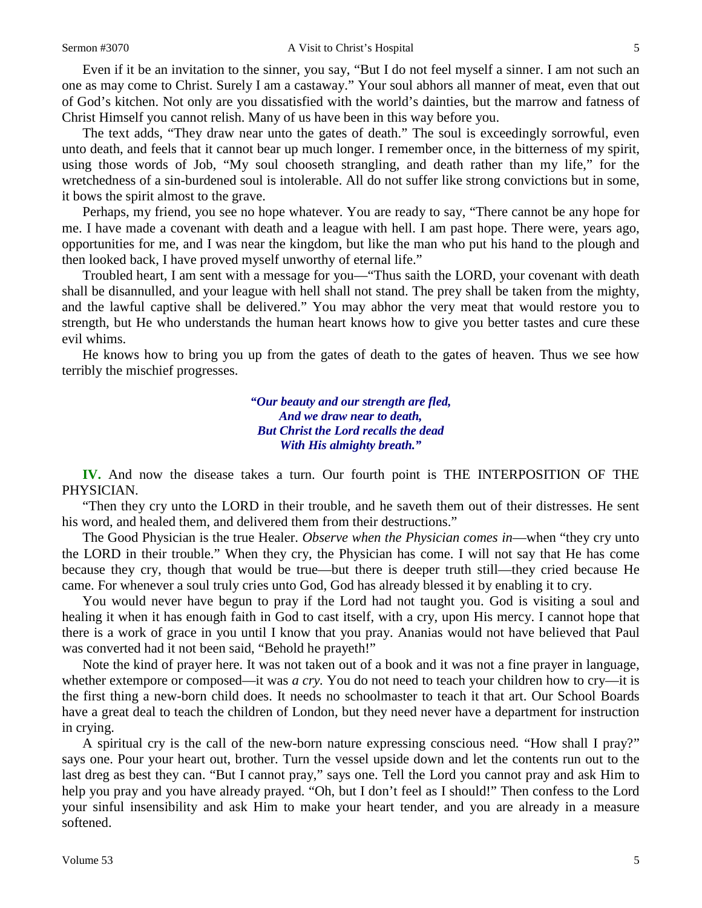Even if it be an invitation to the sinner, you say, "But I do not feel myself a sinner. I am not such an one as may come to Christ. Surely I am a castaway." Your soul abhors all manner of meat, even that out of God's kitchen. Not only are you dissatisfied with the world's dainties, but the marrow and fatness of Christ Himself you cannot relish. Many of us have been in this way before you.

The text adds, "They draw near unto the gates of death." The soul is exceedingly sorrowful, even unto death, and feels that it cannot bear up much longer. I remember once, in the bitterness of my spirit, using those words of Job, "My soul chooseth strangling, and death rather than my life," for the wretchedness of a sin-burdened soul is intolerable. All do not suffer like strong convictions but in some, it bows the spirit almost to the grave.

Perhaps, my friend, you see no hope whatever. You are ready to say, "There cannot be any hope for me. I have made a covenant with death and a league with hell. I am past hope. There were, years ago, opportunities for me, and I was near the kingdom, but like the man who put his hand to the plough and then looked back, I have proved myself unworthy of eternal life."

Troubled heart, I am sent with a message for you—"Thus saith the LORD, your covenant with death shall be disannulled, and your league with hell shall not stand. The prey shall be taken from the mighty, and the lawful captive shall be delivered." You may abhor the very meat that would restore you to strength, but He who understands the human heart knows how to give you better tastes and cure these evil whims.

He knows how to bring you up from the gates of death to the gates of heaven. Thus we see how terribly the mischief progresses.

> ***"Our beauty and our strength are fled,***
> ***And we draw near to death,***
> ***But Christ the Lord recalls the dead***
> ***With His almighty breath."***

**IV.** And now the disease takes a turn. Our fourth point is THE INTERPOSITION OF THE PHYSICIAN.

"Then they cry unto the LORD in their trouble, and he saveth them out of their distresses. He sent his word, and healed them, and delivered them from their destructions."

The Good Physician is the true Healer. *Observe when the Physician comes in*—when "they cry unto the LORD in their trouble." When they cry, the Physician has come. I will not say that He has come because they cry, though that would be true—but there is deeper truth still—they cried because He came. For whenever a soul truly cries unto God, God has already blessed it by enabling it to cry.

You would never have begun to pray if the Lord had not taught you. God is visiting a soul and healing it when it has enough faith in God to cast itself, with a cry, upon His mercy. I cannot hope that there is a work of grace in you until I know that you pray. Ananias would not have believed that Paul was converted had it not been said, "Behold he prayeth!"

Note the kind of prayer here. It was not taken out of a book and it was not a fine prayer in language, whether extempore or composed—it was *a cry.* You do not need to teach your children how to cry—it is the first thing a new-born child does. It needs no schoolmaster to teach it that art. Our School Boards have a great deal to teach the children of London, but they need never have a department for instruction in crying.

A spiritual cry is the call of the new-born nature expressing conscious need. "How shall I pray?" says one. Pour your heart out, brother. Turn the vessel upside down and let the contents run out to the last dreg as best they can. "But I cannot pray," says one. Tell the Lord you cannot pray and ask Him to help you pray and you have already prayed. "Oh, but I don't feel as I should!" Then confess to the Lord your sinful insensibility and ask Him to make your heart tender, and you are already in a measure softened.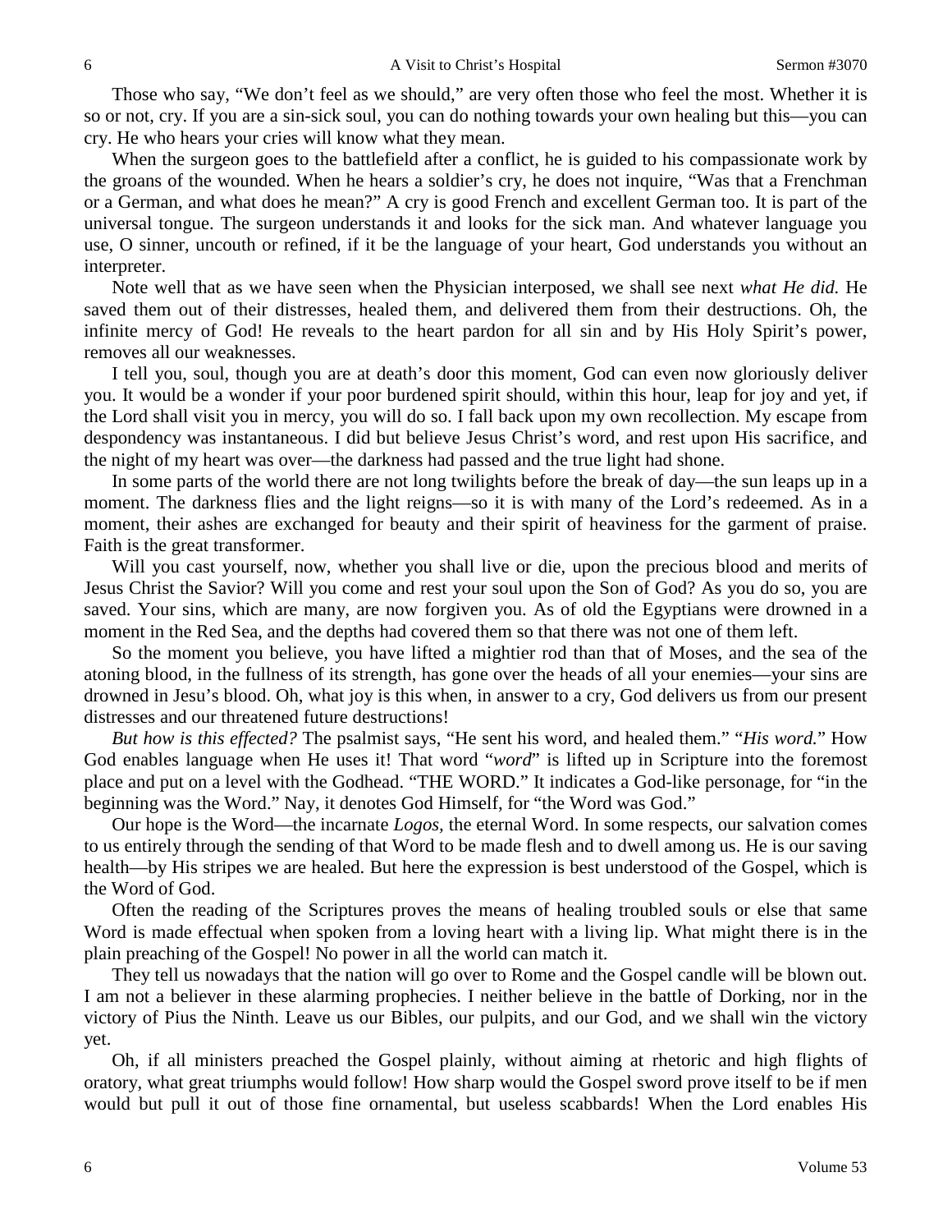Those who say, "We don't feel as we should," are very often those who feel the most. Whether it is so or not, cry. If you are a sin-sick soul, you can do nothing towards your own healing but this—you can cry. He who hears your cries will know what they mean.

When the surgeon goes to the battlefield after a conflict, he is guided to his compassionate work by the groans of the wounded. When he hears a soldier's cry, he does not inquire, "Was that a Frenchman or a German, and what does he mean?" A cry is good French and excellent German too. It is part of the universal tongue. The surgeon understands it and looks for the sick man. And whatever language you use, O sinner, uncouth or refined, if it be the language of your heart, God understands you without an interpreter.

Note well that as we have seen when the Physician interposed, we shall see next *what He did.* He saved them out of their distresses, healed them, and delivered them from their destructions. Oh, the infinite mercy of God! He reveals to the heart pardon for all sin and by His Holy Spirit's power, removes all our weaknesses.

I tell you, soul, though you are at death's door this moment, God can even now gloriously deliver you. It would be a wonder if your poor burdened spirit should, within this hour, leap for joy and yet, if the Lord shall visit you in mercy, you will do so. I fall back upon my own recollection. My escape from despondency was instantaneous. I did but believe Jesus Christ's word, and rest upon His sacrifice, and the night of my heart was over—the darkness had passed and the true light had shone.

In some parts of the world there are not long twilights before the break of day—the sun leaps up in a moment. The darkness flies and the light reigns—so it is with many of the Lord's redeemed. As in a moment, their ashes are exchanged for beauty and their spirit of heaviness for the garment of praise. Faith is the great transformer.

Will you cast yourself, now, whether you shall live or die, upon the precious blood and merits of Jesus Christ the Savior? Will you come and rest your soul upon the Son of God? As you do so, you are saved. Your sins, which are many, are now forgiven you. As of old the Egyptians were drowned in a moment in the Red Sea, and the depths had covered them so that there was not one of them left.

So the moment you believe, you have lifted a mightier rod than that of Moses, and the sea of the atoning blood, in the fullness of its strength, has gone over the heads of all your enemies—your sins are drowned in Jesu's blood. Oh, what joy is this when, in answer to a cry, God delivers us from our present distresses and our threatened future destructions!

*But how is this effected?* The psalmist says, "He sent his word, and healed them." "*His word.*" How God enables language when He uses it! That word "*word*" is lifted up in Scripture into the foremost place and put on a level with the Godhead. "THE WORD." It indicates a God-like personage, for "in the beginning was the Word." Nay, it denotes God Himself, for "the Word was God."

Our hope is the Word—the incarnate *Logos*, the eternal Word. In some respects, our salvation comes to us entirely through the sending of that Word to be made flesh and to dwell among us. He is our saving health—by His stripes we are healed. But here the expression is best understood of the Gospel, which is the Word of God.

Often the reading of the Scriptures proves the means of healing troubled souls or else that same Word is made effectual when spoken from a loving heart with a living lip. What might there is in the plain preaching of the Gospel! No power in all the world can match it.

They tell us nowadays that the nation will go over to Rome and the Gospel candle will be blown out. I am not a believer in these alarming prophecies. I neither believe in the battle of Dorking, nor in the victory of Pius the Ninth. Leave us our Bibles, our pulpits, and our God, and we shall win the victory yet.

Oh, if all ministers preached the Gospel plainly, without aiming at rhetoric and high flights of oratory, what great triumphs would follow! How sharp would the Gospel sword prove itself to be if men would but pull it out of those fine ornamental, but useless scabbards! When the Lord enables His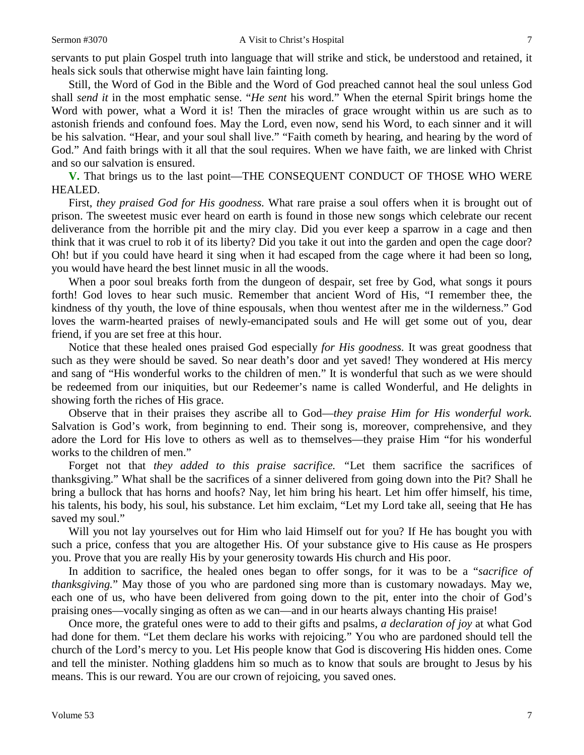servants to put plain Gospel truth into language that will strike and stick, be understood and retained, it heals sick souls that otherwise might have lain fainting long.

Still, the Word of God in the Bible and the Word of God preached cannot heal the soul unless God shall *send it* in the most emphatic sense. "*He sent* his word." When the eternal Spirit brings home the Word with power, what a Word it is! Then the miracles of grace wrought within us are such as to astonish friends and confound foes. May the Lord, even now, send His Word, to each sinner and it will be his salvation. "Hear, and your soul shall live." "Faith cometh by hearing, and hearing by the word of God." And faith brings with it all that the soul requires. When we have faith, we are linked with Christ and so our salvation is ensured.

**V.** That brings us to the last point—THE CONSEQUENT CONDUCT OF THOSE WHO WERE HEALED.

First, *they praised God for His goodness.* What rare praise a soul offers when it is brought out of prison. The sweetest music ever heard on earth is found in those new songs which celebrate our recent deliverance from the horrible pit and the miry clay. Did you ever keep a sparrow in a cage and then think that it was cruel to rob it of its liberty? Did you take it out into the garden and open the cage door? Oh! but if you could have heard it sing when it had escaped from the cage where it had been so long, you would have heard the best linnet music in all the woods.

When a poor soul breaks forth from the dungeon of despair, set free by God, what songs it pours forth! God loves to hear such music. Remember that ancient Word of His, "I remember thee, the kindness of thy youth, the love of thine espousals, when thou wentest after me in the wilderness." God loves the warm-hearted praises of newly-emancipated souls and He will get some out of you, dear friend, if you are set free at this hour.

Notice that these healed ones praised God especially *for His goodness.* It was great goodness that such as they were should be saved. So near death's door and yet saved! They wondered at His mercy and sang of "His wonderful works to the children of men." It is wonderful that such as we were should be redeemed from our iniquities, but our Redeemer's name is called Wonderful, and He delights in showing forth the riches of His grace.

Observe that in their praises they ascribe all to God—*they praise Him for His wonderful work.* Salvation is God's work, from beginning to end. Their song is, moreover, comprehensive, and they adore the Lord for His love to others as well as to themselves—they praise Him "for his wonderful works to the children of men."

Forget not that *they added to this praise sacrifice.* "Let them sacrifice the sacrifices of thanksgiving." What shall be the sacrifices of a sinner delivered from going down into the Pit? Shall he bring a bullock that has horns and hoofs? Nay, let him bring his heart. Let him offer himself, his time, his talents, his body, his soul, his substance. Let him exclaim, "Let my Lord take all, seeing that He has saved my soul."

Will you not lay yourselves out for Him who laid Himself out for you? If He has bought you with such a price, confess that you are altogether His. Of your substance give to His cause as He prospers you. Prove that you are really His by your generosity towards His church and His poor.

In addition to sacrifice, the healed ones began to offer songs, for it was to be a "*sacrifice of thanksgiving.*" May those of you who are pardoned sing more than is customary nowadays. May we, each one of us, who have been delivered from going down to the pit, enter into the choir of God's praising ones—vocally singing as often as we can—and in our hearts always chanting His praise!

Once more, the grateful ones were to add to their gifts and psalms, *a declaration of joy* at what God had done for them. "Let them declare his works with rejoicing." You who are pardoned should tell the church of the Lord's mercy to you. Let His people know that God is discovering His hidden ones. Come and tell the minister. Nothing gladdens him so much as to know that souls are brought to Jesus by his means. This is our reward. You are our crown of rejoicing, you saved ones.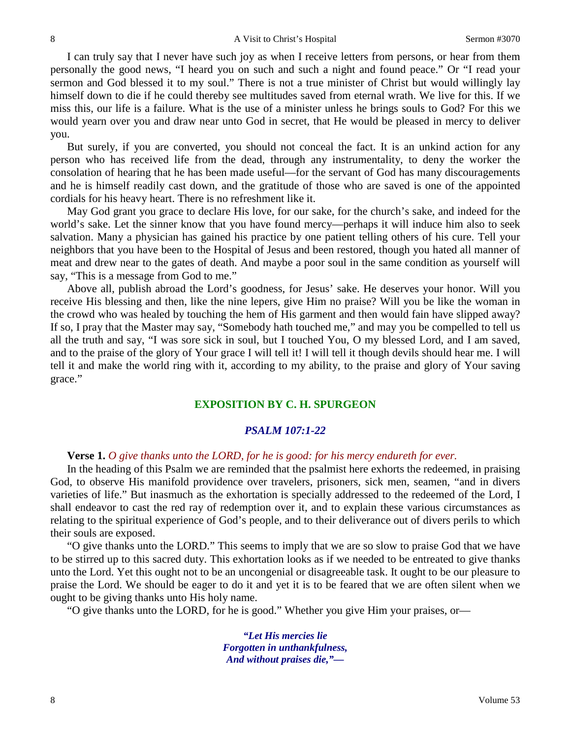I can truly say that I never have such joy as when I receive letters from persons, or hear from them personally the good news, "I heard you on such and such a night and found peace." Or "I read your sermon and God blessed it to my soul." There is not a true minister of Christ but would willingly lay himself down to die if he could thereby see multitudes saved from eternal wrath. We live for this. If we miss this, our life is a failure. What is the use of a minister unless he brings souls to God? For this we would yearn over you and draw near unto God in secret, that He would be pleased in mercy to deliver you.

But surely, if you are converted, you should not conceal the fact. It is an unkind action for any person who has received life from the dead, through any instrumentality, to deny the worker the consolation of hearing that he has been made useful—for the servant of God has many discouragements and he is himself readily cast down, and the gratitude of those who are saved is one of the appointed cordials for his heavy heart. There is no refreshment like it.

May God grant you grace to declare His love, for our sake, for the church's sake, and indeed for the world's sake. Let the sinner know that you have found mercy—perhaps it will induce him also to seek salvation. Many a physician has gained his practice by one patient telling others of his cure. Tell your neighbors that you have been to the Hospital of Jesus and been restored, though you hated all manner of meat and drew near to the gates of death. And maybe a poor soul in the same condition as yourself will say, "This is a message from God to me."

Above all, publish abroad the Lord's goodness, for Jesus' sake. He deserves your honor. Will you receive His blessing and then, like the nine lepers, give Him no praise? Will you be like the woman in the crowd who was healed by touching the hem of His garment and then would fain have slipped away? If so, I pray that the Master may say, "Somebody hath touched me," and may you be compelled to tell us all the truth and say, "I was sore sick in soul, but I touched You, O my blessed Lord, and I am saved, and to the praise of the glory of Your grace I will tell it! I will tell it though devils should hear me. I will tell it and make the world ring with it, according to my ability, to the praise and glory of Your saving grace."

## EXPOSITION BY C. H. SPURGEON

### *PSALM 107:1-22*

**Verse 1.** *O give thanks unto the LORD, for he is good: for his mercy endureth for ever.*

In the heading of this Psalm we are reminded that the psalmist here exhorts the redeemed, in praising God, to observe His manifold providence over travelers, prisoners, sick men, seamen, "and in divers varieties of life." But inasmuch as the exhortation is specially addressed to the redeemed of the Lord, I shall endeavor to cast the red ray of redemption over it, and to explain these various circumstances as relating to the spiritual experience of God's people, and to their deliverance out of divers perils to which their souls are exposed.

"O give thanks unto the LORD." This seems to imply that we are so slow to praise God that we have to be stirred up to this sacred duty. This exhortation looks as if we needed to be entreated to give thanks unto the Lord. Yet this ought not to be an uncongenial or disagreeable task. It ought to be our pleasure to praise the Lord. We should be eager to do it and yet it is to be feared that we are often silent when we ought to be giving thanks unto His holy name.

"O give thanks unto the LORD, for he is good." Whether you give Him your praises, or—

***"Let His mercies lie***
***Forgotten in unthankfulness,***
***And without praises die,"—***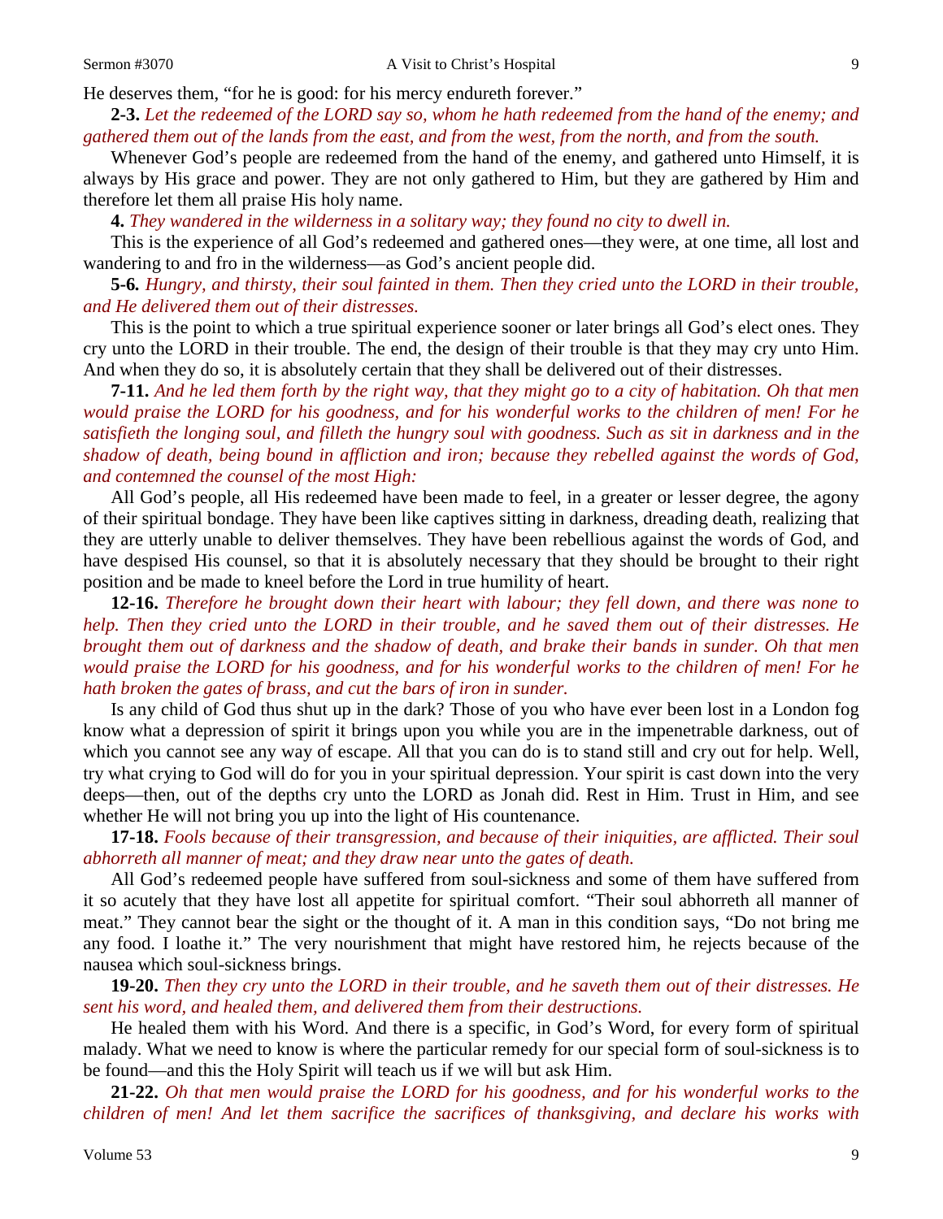He deserves them, "for he is good: for his mercy endureth forever."

**2-3.** *Let the redeemed of the LORD say so, whom he hath redeemed from the hand of the enemy; and gathered them out of the lands from the east, and from the west, from the north, and from the south.*

Whenever God's people are redeemed from the hand of the enemy, and gathered unto Himself, it is always by His grace and power. They are not only gathered to Him, but they are gathered by Him and therefore let them all praise His holy name.

**4.** *They wandered in the wilderness in a solitary way; they found no city to dwell in.*

This is the experience of all God's redeemed and gathered ones—they were, at one time, all lost and wandering to and fro in the wilderness—as God's ancient people did.

**5-6.** *Hungry, and thirsty, their soul fainted in them. Then they cried unto the LORD in their trouble, and He delivered them out of their distresses.*

This is the point to which a true spiritual experience sooner or later brings all God's elect ones. They cry unto the LORD in their trouble. The end, the design of their trouble is that they may cry unto Him. And when they do so, it is absolutely certain that they shall be delivered out of their distresses.

**7-11.** *And he led them forth by the right way, that they might go to a city of habitation. Oh that men would praise the LORD for his goodness, and for his wonderful works to the children of men! For he satisfieth the longing soul, and filleth the hungry soul with goodness. Such as sit in darkness and in the shadow of death, being bound in affliction and iron; because they rebelled against the words of God, and contemned the counsel of the most High:*

All God's people, all His redeemed have been made to feel, in a greater or lesser degree, the agony of their spiritual bondage. They have been like captives sitting in darkness, dreading death, realizing that they are utterly unable to deliver themselves. They have been rebellious against the words of God, and have despised His counsel, so that it is absolutely necessary that they should be brought to their right position and be made to kneel before the Lord in true humility of heart.

**12-16.** *Therefore he brought down their heart with labour; they fell down, and there was none to help. Then they cried unto the LORD in their trouble, and he saved them out of their distresses. He brought them out of darkness and the shadow of death, and brake their bands in sunder. Oh that men would praise the LORD for his goodness, and for his wonderful works to the children of men! For he hath broken the gates of brass, and cut the bars of iron in sunder.*

Is any child of God thus shut up in the dark? Those of you who have ever been lost in a London fog know what a depression of spirit it brings upon you while you are in the impenetrable darkness, out of which you cannot see any way of escape. All that you can do is to stand still and cry out for help. Well, try what crying to God will do for you in your spiritual depression. Your spirit is cast down into the very deeps—then, out of the depths cry unto the LORD as Jonah did. Rest in Him. Trust in Him, and see whether He will not bring you up into the light of His countenance.

**17-18.** *Fools because of their transgression, and because of their iniquities, are afflicted. Their soul abhorreth all manner of meat; and they draw near unto the gates of death.*

All God's redeemed people have suffered from soul-sickness and some of them have suffered from it so acutely that they have lost all appetite for spiritual comfort. "Their soul abhorreth all manner of meat." They cannot bear the sight or the thought of it. A man in this condition says, "Do not bring me any food. I loathe it." The very nourishment that might have restored him, he rejects because of the nausea which soul-sickness brings.

**19-20.** *Then they cry unto the LORD in their trouble, and he saveth them out of their distresses. He sent his word, and healed them, and delivered them from their destructions.*

He healed them with his Word. And there is a specific, in God's Word, for every form of spiritual malady. What we need to know is where the particular remedy for our special form of soul-sickness is to be found—and this the Holy Spirit will teach us if we will but ask Him.

**21-22.** *Oh that men would praise the LORD for his goodness, and for his wonderful works to the children of men! And let them sacrifice the sacrifices of thanksgiving, and declare his works with*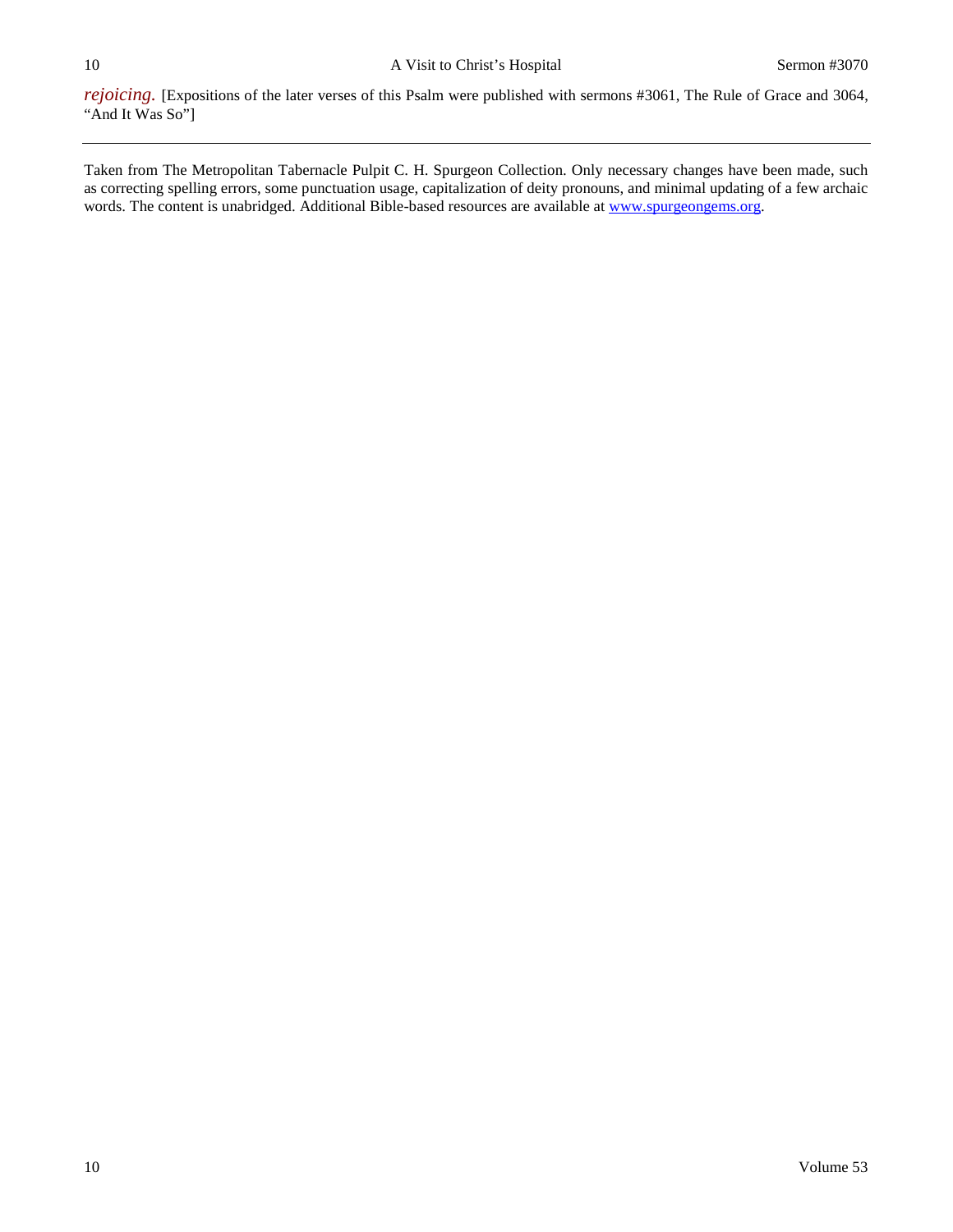*rejoicing.* [Expositions of the later verses of this Psalm were published with sermons #3061, The Rule of Grace and 3064, "And It Was So"]

---

Taken from The Metropolitan Tabernacle Pulpit C. H. Spurgeon Collection. Only necessary changes have been made, such as correcting spelling errors, some punctuation usage, capitalization of deity pronouns, and minimal updating of a few archaic words. The content is unabridged. Additional Bible-based resources are available at [www.spurgeongems.org](http://www.spurgeongems.org).